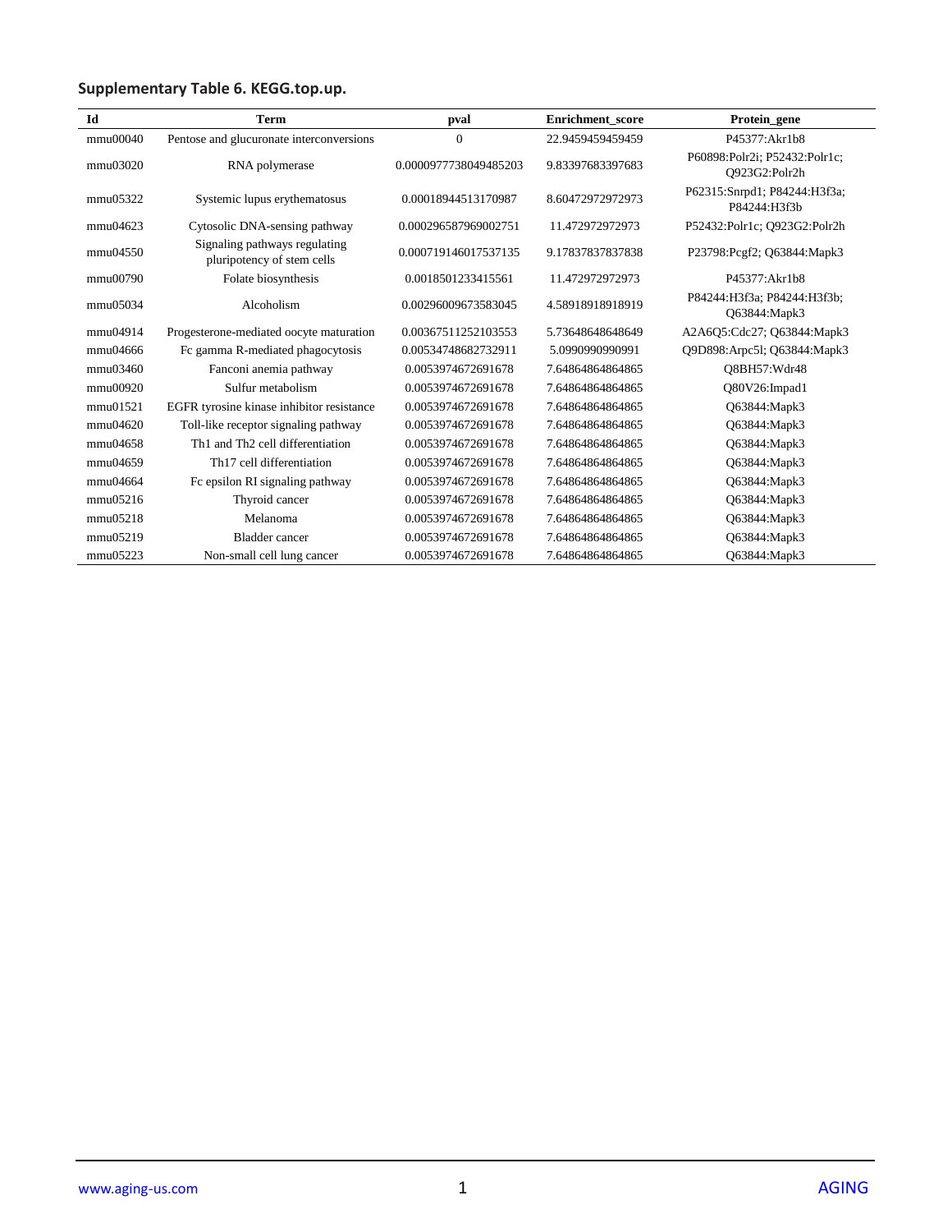## Supplementary Table 6. KEGG.top.up.

| Id | Term | pval | Enrichment_score | Protein_gene |
|---|---|---|---|---|
| mmu00040 | Pentose and glucuronate interconversions | 0 | 22.9459459459459 | P45377:Akr1b8 |
| mmu03020 | RNA polymerase | 0.0000977738049485203 | 9.83397683397683 | P60898:Polr2i; P52432:Polr1c; Q923G2:Polr2h |
| mmu05322 | Systemic lupus erythematosus | 0.00018944513170987 | 8.60472972972973 | P62315:Snrpd1; P84244:H3f3a; P84244:H3f3b |
| mmu04623 | Cytosolic DNA-sensing pathway | 0.000296587969002751 | 11.472972972973 | P52432:Polr1c; Q923G2:Polr2h |
| mmu04550 | Signaling pathways regulating pluripotency of stem cells | 0.000719146017537135 | 9.17837837837838 | P23798:Pcgf2; Q63844:Mapk3 |
| mmu00790 | Folate biosynthesis | 0.0018501233415561 | 11.472972972973 | P45377:Akr1b8 |
| mmu05034 | Alcoholism | 0.00296009673583045 | 4.58918918918919 | P84244:H3f3a; P84244:H3f3b; Q63844:Mapk3 |
| mmu04914 | Progesterone-mediated oocyte maturation | 0.00367511252103553 | 5.73648648648649 | A2A6Q5:Cdc27; Q63844:Mapk3 |
| mmu04666 | Fc gamma R-mediated phagocytosis | 0.00534748682732911 | 5.0990990990991 | Q9D898:Arpc5l; Q63844:Mapk3 |
| mmu03460 | Fanconi anemia pathway | 0.0053974672691678 | 7.64864864864865 | Q8BH57:Wdr48 |
| mmu00920 | Sulfur metabolism | 0.0053974672691678 | 7.64864864864865 | Q80V26:Impad1 |
| mmu01521 | EGFR tyrosine kinase inhibitor resistance | 0.0053974672691678 | 7.64864864864865 | Q63844:Mapk3 |
| mmu04620 | Toll-like receptor signaling pathway | 0.0053974672691678 | 7.64864864864865 | Q63844:Mapk3 |
| mmu04658 | Th1 and Th2 cell differentiation | 0.0053974672691678 | 7.64864864864865 | Q63844:Mapk3 |
| mmu04659 | Th17 cell differentiation | 0.0053974672691678 | 7.64864864864865 | Q63844:Mapk3 |
| mmu04664 | Fc epsilon RI signaling pathway | 0.0053974672691678 | 7.64864864864865 | Q63844:Mapk3 |
| mmu05216 | Thyroid cancer | 0.0053974672691678 | 7.64864864864865 | Q63844:Mapk3 |
| mmu05218 | Melanoma | 0.0053974672691678 | 7.64864864864865 | Q63844:Mapk3 |
| mmu05219 | Bladder cancer | 0.0053974672691678 | 7.64864864864865 | Q63844:Mapk3 |
| mmu05223 | Non-small cell lung cancer | 0.0053974672691678 | 7.64864864864865 | Q63844:Mapk3 |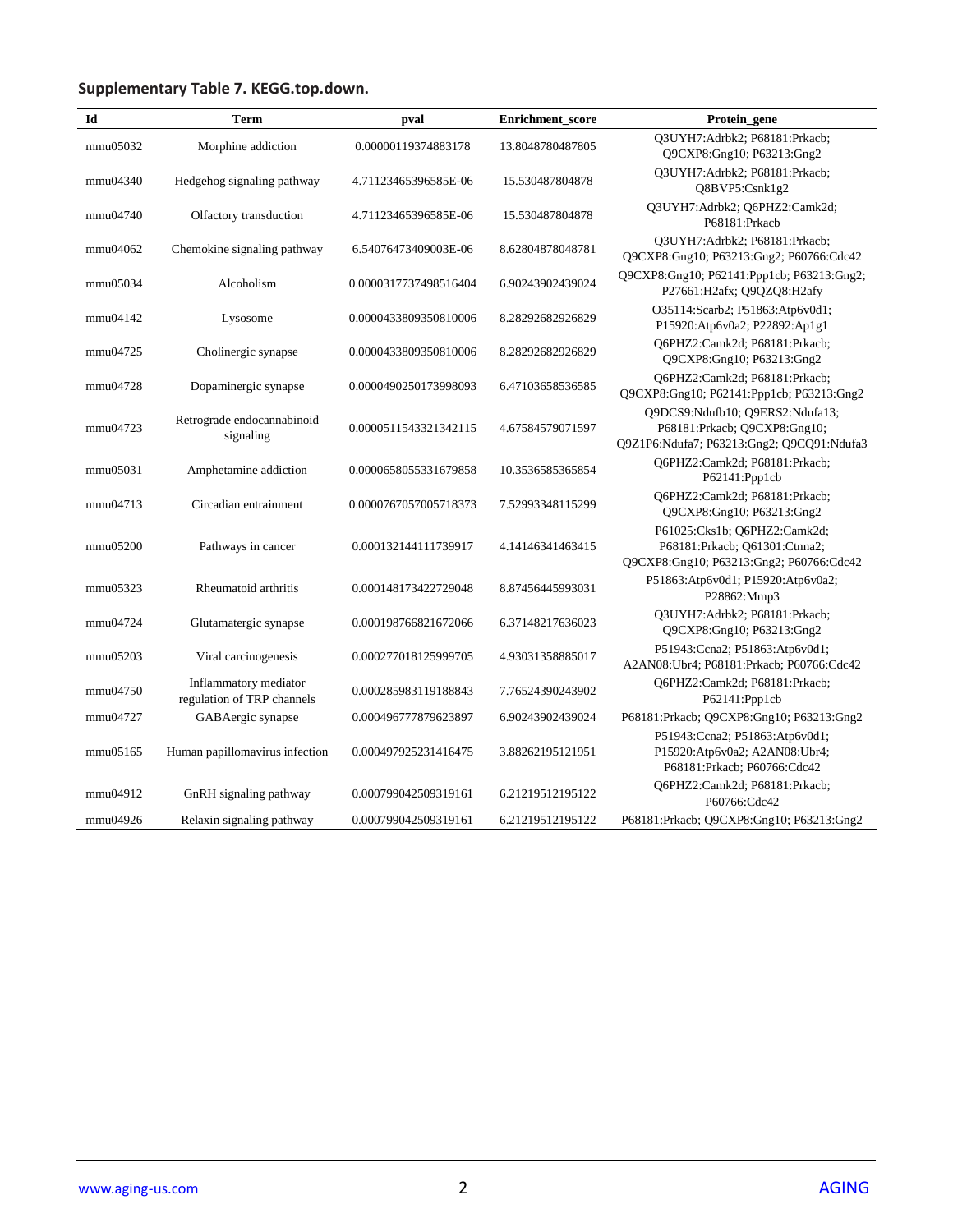## Supplementary Table 7. KEGG.top.down.

| Id | Term | pval | Enrichment_score | Protein_gene |
|---|---|---|---|---|
| mmu05032 | Morphine addiction | 0.00000119374883178 | 13.8048780487805 | Q3UYH7:Adrbk2; P68181:Prkacb; Q9CXP8:Gng10; P63213:Gng2 |
| mmu04340 | Hedgehog signaling pathway | 4.71123465396585E-06 | 15.530487804878 | Q3UYH7:Adrbk2; P68181:Prkacb; Q8BVP5:Csnk1g2 |
| mmu04740 | Olfactory transduction | 4.71123465396585E-06 | 15.530487804878 | Q3UYH7:Adrbk2; Q6PHZ2:Camk2d; P68181:Prkacb |
| mmu04062 | Chemokine signaling pathway | 6.54076473409003E-06 | 8.62804878048781 | Q3UYH7:Adrbk2; P68181:Prkacb; Q9CXP8:Gng10; P63213:Gng2; P60766:Cdc42 |
| mmu05034 | Alcoholism | 0.0000317737498516404 | 6.90243902439024 | Q9CXP8:Gng10; P62141:Ppp1cb; P63213:Gng2; P27661:H2afx; Q9QZQ8:H2afy |
| mmu04142 | Lysosome | 0.0000433809350810006 | 8.28292682926829 | O35114:Scarb2; P51863:Atp6v0d1; P15920:Atp6v0a2; P22892:Ap1g1 |
| mmu04725 | Cholinergic synapse | 0.0000433809350810006 | 8.28292682926829 | Q6PHZ2:Camk2d; P68181:Prkacb; Q9CXP8:Gng10; P63213:Gng2 |
| mmu04728 | Dopaminergic synapse | 0.0000490250173998093 | 6.47103658536585 | Q6PHZ2:Camk2d; P68181:Prkacb; Q9CXP8:Gng10; P62141:Ppp1cb; P63213:Gng2 |
| mmu04723 | Retrograde endocannabinoid signaling | 0.0000511543321342115 | 4.67584579071597 | Q9DCS9:Ndufb10; Q9ERS2:Ndufa13; P68181:Prkacb; Q9CXP8:Gng10; Q9Z1P6:Ndufa7; P63213:Gng2; Q9CQ91:Ndufa3 |
| mmu05031 | Amphetamine addiction | 0.0000658055331679858 | 10.3536585365854 | Q6PHZ2:Camk2d; P68181:Prkacb; P62141:Ppp1cb |
| mmu04713 | Circadian entrainment | 0.0000767057005718373 | 7.52993348115299 | Q6PHZ2:Camk2d; P68181:Prkacb; Q9CXP8:Gng10; P63213:Gng2 |
| mmu05200 | Pathways in cancer | 0.000132144111739917 | 4.14146341463415 | P61025:Cks1b; Q6PHZ2:Camk2d; P68181:Prkacb; Q61301:Ctnna2; Q9CXP8:Gng10; P63213:Gng2; P60766:Cdc42 |
| mmu05323 | Rheumatoid arthritis | 0.000148173422729048 | 8.87456445993031 | P51863:Atp6v0d1; P15920:Atp6v0a2; P28862:Mmp3 |
| mmu04724 | Glutamatergic synapse | 0.000198766821672066 | 6.37148217636023 | Q3UYH7:Adrbk2; P68181:Prkacb; Q9CXP8:Gng10; P63213:Gng2 |
| mmu05203 | Viral carcinogenesis | 0.000277018125999705 | 4.93031358885017 | P51943:Ccna2; P51863:Atp6v0d1; A2AN08:Ubr4; P68181:Prkacb; P60766:Cdc42 |
| mmu04750 | Inflammatory mediator regulation of TRP channels | 0.000285983119188843 | 7.76524390243902 | Q6PHZ2:Camk2d; P68181:Prkacb; P62141:Ppp1cb |
| mmu04727 | GABAergic synapse | 0.000496777879623897 | 6.90243902439024 | P68181:Prkacb; Q9CXP8:Gng10; P63213:Gng2 |
| mmu05165 | Human papillomavirus infection | 0.000497925231416475 | 3.88262195121951 | P51943:Ccna2; P51863:Atp6v0d1; P15920:Atp6v0a2; A2AN08:Ubr4; P68181:Prkacb; P60766:Cdc42 |
| mmu04912 | GnRH signaling pathway | 0.000799042509319161 | 6.21219512195122 | Q6PHZ2:Camk2d; P68181:Prkacb; P60766:Cdc42 |
| mmu04926 | Relaxin signaling pathway | 0.000799042509319161 | 6.21219512195122 | P68181:Prkacb; Q9CXP8:Gng10; P63213:Gng2 |